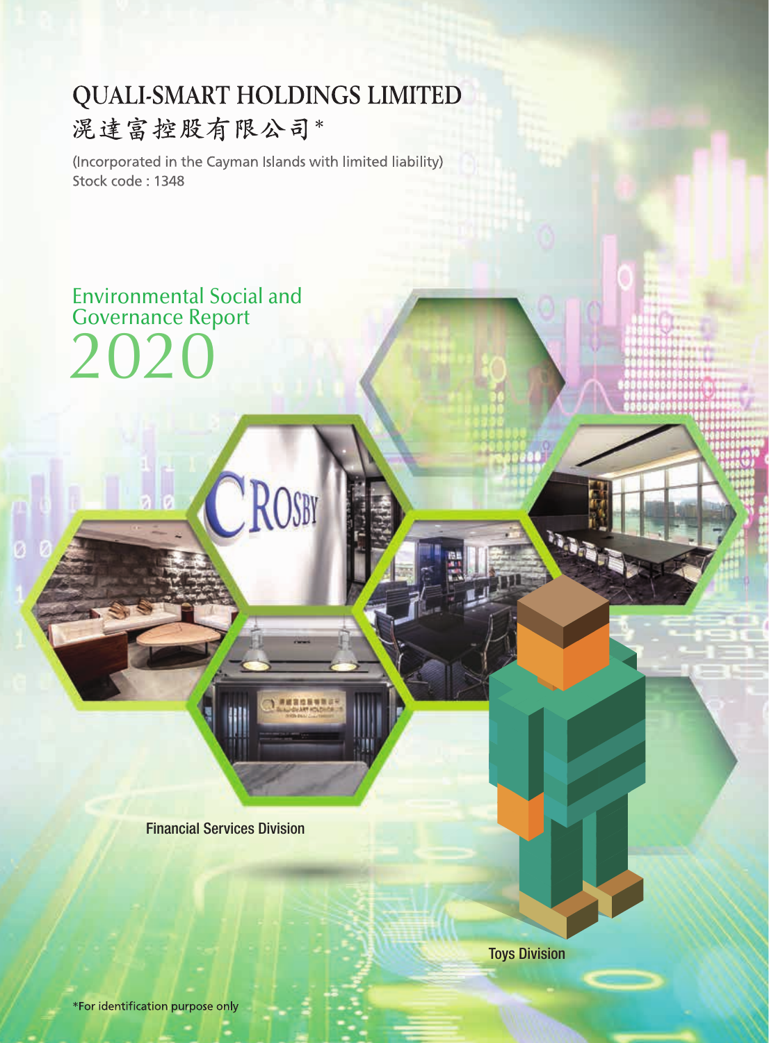# QUALI-SMART HOLDINGS LIMITED

# 滉達富控股有限公司*

(Incorporated in the Cayman Islands with limited liability)
Stock code : 1348

## Environmental Social and Governance Report 2020

Financial Services Division

Toys Division

*For identification purpose only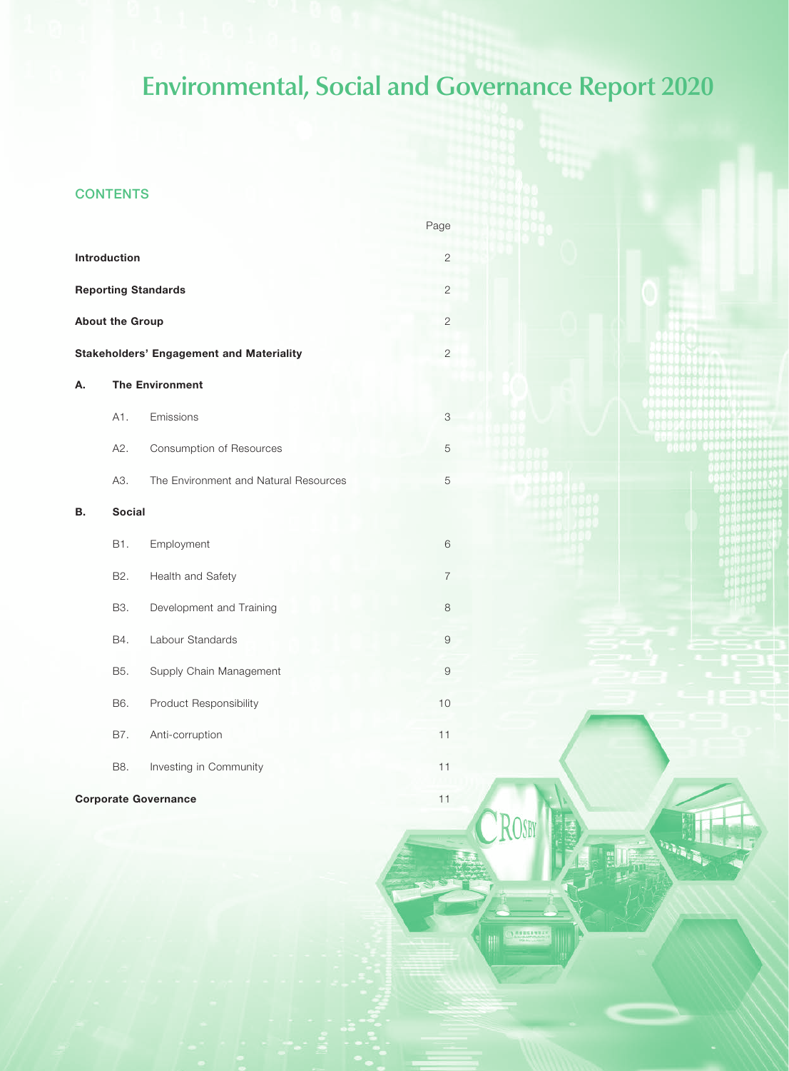# Environmental, Social and Governance Report 2020

## CONTENTS

| | | | Page |
|---|---|---|---|
| **Introduction** | | | 2 |
| **Reporting Standards** | | | 2 |
| **About the Group** | | | 2 |
| **Stakeholders' Engagement and Materiality** | | | 2 |
| **A.** | **The Environment** | | |
| | A1. | Emissions | 3 |
| | A2. | Consumption of Resources | 5 |
| | A3. | The Environment and Natural Resources | 5 |
| **B.** | **Social** | | |
| | B1. | Employment | 6 |
| | B2. | Health and Safety | 7 |
| | B3. | Development and Training | 8 |
| | B4. | Labour Standards | 9 |
| | B5. | Supply Chain Management | 9 |
| | B6. | Product Responsibility | 10 |
| | B7. | Anti-corruption | 11 |
| | B8. | Investing in Community | 11 |
| **Corporate Governance** | | | 11 |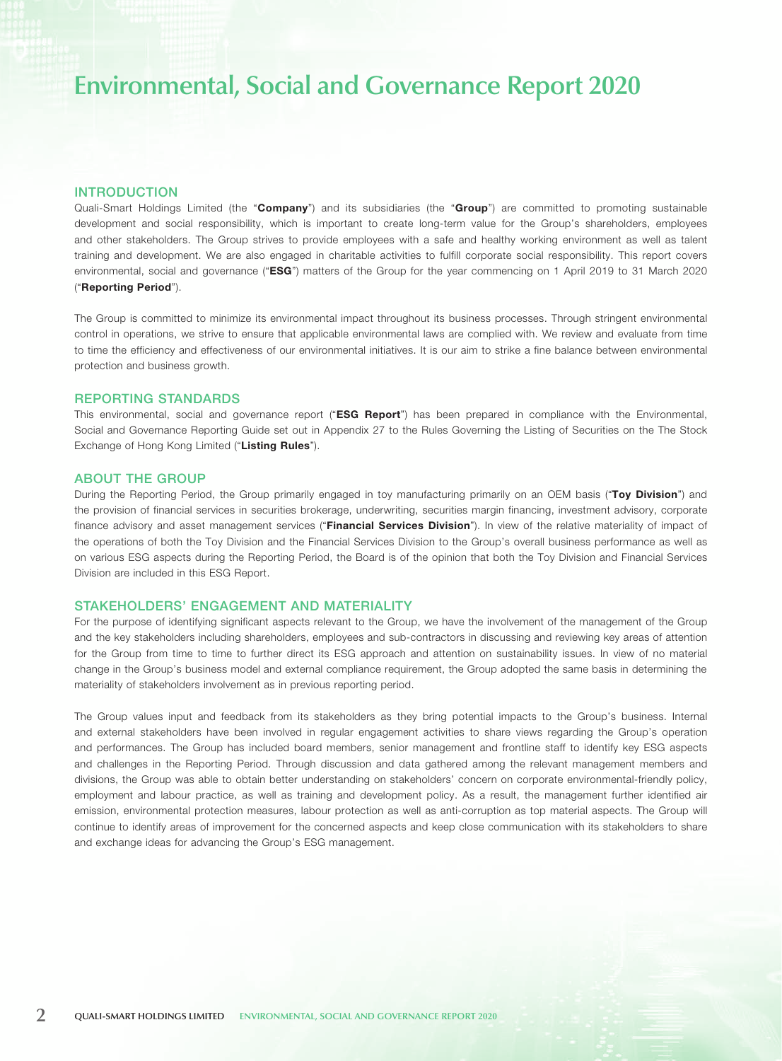# Environmental, Social and Governance Report 2020

## INTRODUCTION

Quali-Smart Holdings Limited (the "**Company**") and its subsidiaries (the "**Group**") are committed to promoting sustainable development and social responsibility, which is important to create long-term value for the Group's shareholders, employees and other stakeholders. The Group strives to provide employees with a safe and healthy working environment as well as talent training and development. We are also engaged in charitable activities to fulfill corporate social responsibility. This report covers environmental, social and governance ("**ESG**") matters of the Group for the year commencing on 1 April 2019 to 31 March 2020 ("**Reporting Period**").

The Group is committed to minimize its environmental impact throughout its business processes. Through stringent environmental control in operations, we strive to ensure that applicable environmental laws are complied with. We review and evaluate from time to time the efficiency and effectiveness of our environmental initiatives. It is our aim to strike a fine balance between environmental protection and business growth.

## REPORTING STANDARDS

This environmental, social and governance report ("**ESG Report**") has been prepared in compliance with the Environmental, Social and Governance Reporting Guide set out in Appendix 27 to the Rules Governing the Listing of Securities on the The Stock Exchange of Hong Kong Limited ("**Listing Rules**").

## ABOUT THE GROUP

During the Reporting Period, the Group primarily engaged in toy manufacturing primarily on an OEM basis ("**Toy Division**") and the provision of financial services in securities brokerage, underwriting, securities margin financing, investment advisory, corporate finance advisory and asset management services ("**Financial Services Division**"). In view of the relative materiality of impact of the operations of both the Toy Division and the Financial Services Division to the Group's overall business performance as well as on various ESG aspects during the Reporting Period, the Board is of the opinion that both the Toy Division and Financial Services Division are included in this ESG Report.

## STAKEHOLDERS' ENGAGEMENT AND MATERIALITY

For the purpose of identifying significant aspects relevant to the Group, we have the involvement of the management of the Group and the key stakeholders including shareholders, employees and sub-contractors in discussing and reviewing key areas of attention for the Group from time to time to further direct its ESG approach and attention on sustainability issues. In view of no material change in the Group's business model and external compliance requirement, the Group adopted the same basis in determining the materiality of stakeholders involvement as in previous reporting period.

The Group values input and feedback from its stakeholders as they bring potential impacts to the Group's business. Internal and external stakeholders have been involved in regular engagement activities to share views regarding the Group's operation and performances. The Group has included board members, senior management and frontline staff to identify key ESG aspects and challenges in the Reporting Period. Through discussion and data gathered among the relevant management members and divisions, the Group was able to obtain better understanding on stakeholders' concern on corporate environmental-friendly policy, employment and labour practice, as well as training and development policy. As a result, the management further identified air emission, environmental protection measures, labour protection as well as anti-corruption as top material aspects. The Group will continue to identify areas of improvement for the concerned aspects and keep close communication with its stakeholders to share and exchange ideas for advancing the Group's ESG management.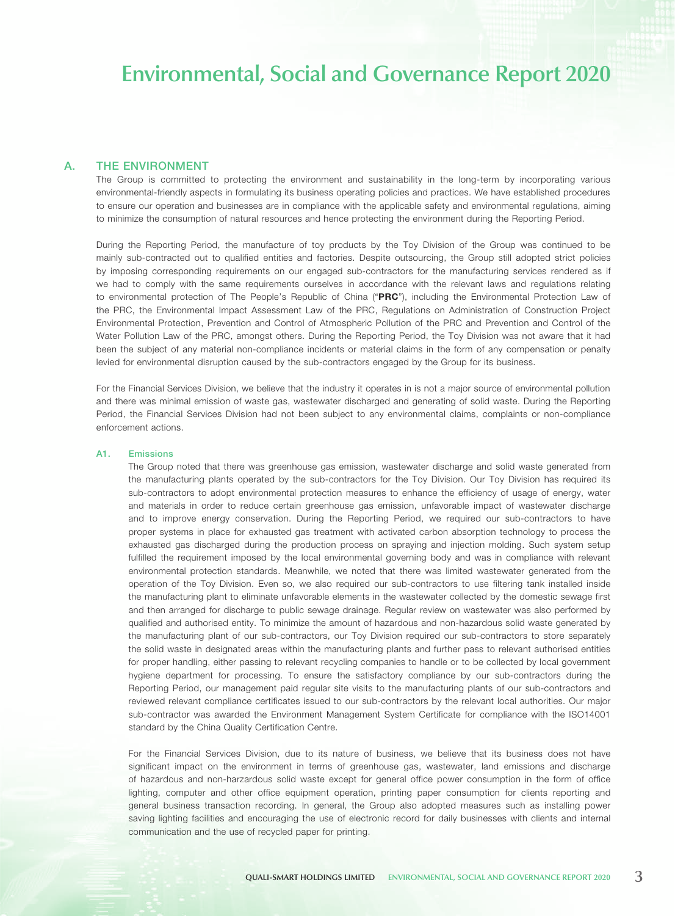# Environmental, Social and Governance Report 2020

## A. THE ENVIRONMENT

The Group is committed to protecting the environment and sustainability in the long-term by incorporating various environmental-friendly aspects in formulating its business operating policies and practices. We have established procedures to ensure our operation and businesses are in compliance with the applicable safety and environmental regulations, aiming to minimize the consumption of natural resources and hence protecting the environment during the Reporting Period.

During the Reporting Period, the manufacture of toy products by the Toy Division of the Group was continued to be mainly sub-contracted out to qualified entities and factories. Despite outsourcing, the Group still adopted strict policies by imposing corresponding requirements on our engaged sub-contractors for the manufacturing services rendered as if we had to comply with the same requirements ourselves in accordance with the relevant laws and regulations relating to environmental protection of The People's Republic of China ("**PRC**"), including the Environmental Protection Law of the PRC, the Environmental Impact Assessment Law of the PRC, Regulations on Administration of Construction Project Environmental Protection, Prevention and Control of Atmospheric Pollution of the PRC and Prevention and Control of the Water Pollution Law of the PRC, amongst others. During the Reporting Period, the Toy Division was not aware that it had been the subject of any material non-compliance incidents or material claims in the form of any compensation or penalty levied for environmental disruption caused by the sub-contractors engaged by the Group for its business.

For the Financial Services Division, we believe that the industry it operates in is not a major source of environmental pollution and there was minimal emission of waste gas, wastewater discharged and generating of solid waste. During the Reporting Period, the Financial Services Division had not been subject to any environmental claims, complaints or non-compliance enforcement actions.

### A1. Emissions

The Group noted that there was greenhouse gas emission, wastewater discharge and solid waste generated from the manufacturing plants operated by the sub-contractors for the Toy Division. Our Toy Division has required its sub-contractors to adopt environmental protection measures to enhance the efficiency of usage of energy, water and materials in order to reduce certain greenhouse gas emission, unfavorable impact of wastewater discharge and to improve energy conservation. During the Reporting Period, we required our sub-contractors to have proper systems in place for exhausted gas treatment with activated carbon absorption technology to process the exhausted gas discharged during the production process on spraying and injection molding. Such system setup fulfilled the requirement imposed by the local environmental governing body and was in compliance with relevant environmental protection standards. Meanwhile, we noted that there was limited wastewater generated from the operation of the Toy Division. Even so, we also required our sub-contractors to use filtering tank installed inside the manufacturing plant to eliminate unfavorable elements in the wastewater collected by the domestic sewage first and then arranged for discharge to public sewage drainage. Regular review on wastewater was also performed by qualified and authorised entity. To minimize the amount of hazardous and non-hazardous solid waste generated by the manufacturing plant of our sub-contractors, our Toy Division required our sub-contractors to store separately the solid waste in designated areas within the manufacturing plants and further pass to relevant authorised entities for proper handling, either passing to relevant recycling companies to handle or to be collected by local government hygiene department for processing. To ensure the satisfactory compliance by our sub-contractors during the Reporting Period, our management paid regular site visits to the manufacturing plants of our sub-contractors and reviewed relevant compliance certificates issued to our sub-contractors by the relevant local authorities. Our major sub-contractor was awarded the Environment Management System Certificate for compliance with the ISO14001 standard by the China Quality Certification Centre.

For the Financial Services Division, due to its nature of business, we believe that its business does not have significant impact on the environment in terms of greenhouse gas, wastewater, land emissions and discharge of hazardous and non-harzardous solid waste except for general office power consumption in the form of office lighting, computer and other office equipment operation, printing paper consumption for clients reporting and general business transaction recording. In general, the Group also adopted measures such as installing power saving lighting facilities and encouraging the use of electronic record for daily businesses with clients and internal communication and the use of recycled paper for printing.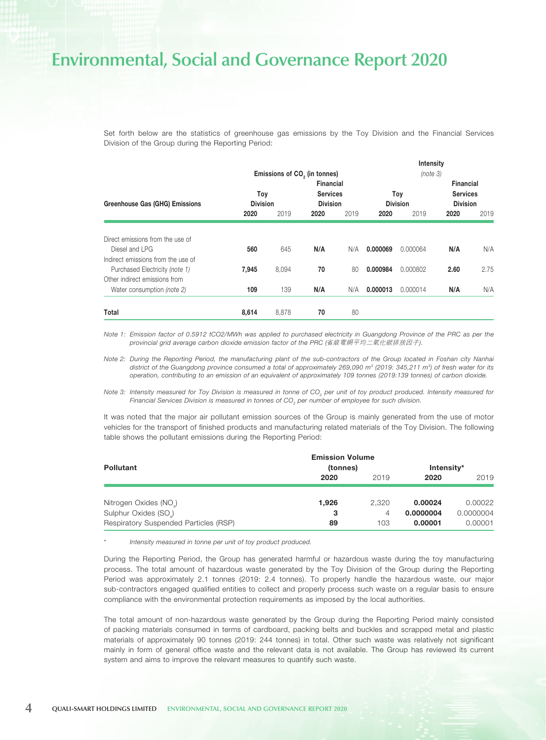Set forth below are the statistics of greenhouse gas emissions by the Toy Division and the Financial Services Division of the Group during the Reporting Period:

| Greenhouse Gas (GHG) Emissions | Emissions of $CO_2$ (in tonnes) | | | | Intensity (note 3) | | | |
|---|---|---|---|---|---|---|---|---|
| | Toy Division | | Financial Services Division | | Toy Division | | Financial Services Division | |
| | **2020** | 2019 | **2020** | 2019 | **2020** | 2019 | **2020** | 2019 |
| Direct emissions from the use of Diesel and LPG | **560** | 645 | **N/A** | N/A | **0.000069** | 0.000064 | **N/A** | N/A |
| Indirect emissions from the use of Purchased Electricity *(note 1)* | **7,945** | 8,094 | **70** | 80 | **0.000984** | 0.000802 | **2.60** | 2.75 |
| Other indirect emissions from Water consumption *(note 2)* | **109** | 139 | **N/A** | N/A | **0.000013** | 0.000014 | **N/A** | N/A |
| **Total** | **8,614** | 8,878 | **70** | 80 | | | | |

*Note 1: Emission factor of 0.5912 tCO2/MWh was applied to purchased electricity in Guangdong Province of the PRC as per the provincial grid average carbon dioxide emission factor of the PRC (省級電網平均二氧化碳排放因子).*

*Note 2: During the Reporting Period, the manufacturing plant of the sub-contractors of the Group located in Foshan city Nanhai district of the Guangdong province consumed a total of approximately 269,090 $m^3$ (2019: 345,211 $m^3$) of fresh water for its operation, contributing to an emission of an equivalent of approximately 109 tonnes (2019:139 tonnes) of carbon dioxide.*

*Note 3: Intensity measured for Toy Division is measured in tonne of $CO_2$ per unit of toy product produced. Intensity measured for Financial Services Division is measured in tonnes of $CO_2$ per number of employee for such division.*

It was noted that the major air pollutant emission sources of the Group is mainly generated from the use of motor vehicles for the transport of finished products and manufacturing related materials of the Toy Division. The following table shows the pollutant emissions during the Reporting Period:

| Pollutant | Emission Volume (tonnes) | | Intensity* | |
|---|---|---|---|---|
| | **2020** | 2019 | **2020** | 2019 |
| Nitrogen Oxides ($NO_x$) | **1,926** | 2,320 | **0.00024** | 0.00022 |
| Sulphur Oxides ($SO_x$) | **3** | 4 | **0.0000004** | 0.0000004 |
| Respiratory Suspended Particles (RSP) | **89** | 103 | **0.00001** | 0.00001 |

\* *Intensity measured in tonne per unit of toy product produced.*

During the Reporting Period, the Group has generated harmful or hazardous waste during the toy manufacturing process. The total amount of hazardous waste generated by the Toy Division of the Group during the Reporting Period was approximately 2.1 tonnes (2019: 2.4 tonnes). To properly handle the hazardous waste, our major sub-contractors engaged qualified entities to collect and properly process such waste on a regular basis to ensure compliance with the environmental protection requirements as imposed by the local authorities.

The total amount of non-hazardous waste generated by the Group during the Reporting Period mainly consisted of packing materials consumed in terms of cardboard, packing belts and buckles and scrapped metal and plastic materials of approximately 90 tonnes (2019: 244 tonnes) in total. Other such waste was relatively not significant mainly in form of general office waste and the relevant data is not available. The Group has reviewed its current system and aims to improve the relevant measures to quantify such waste.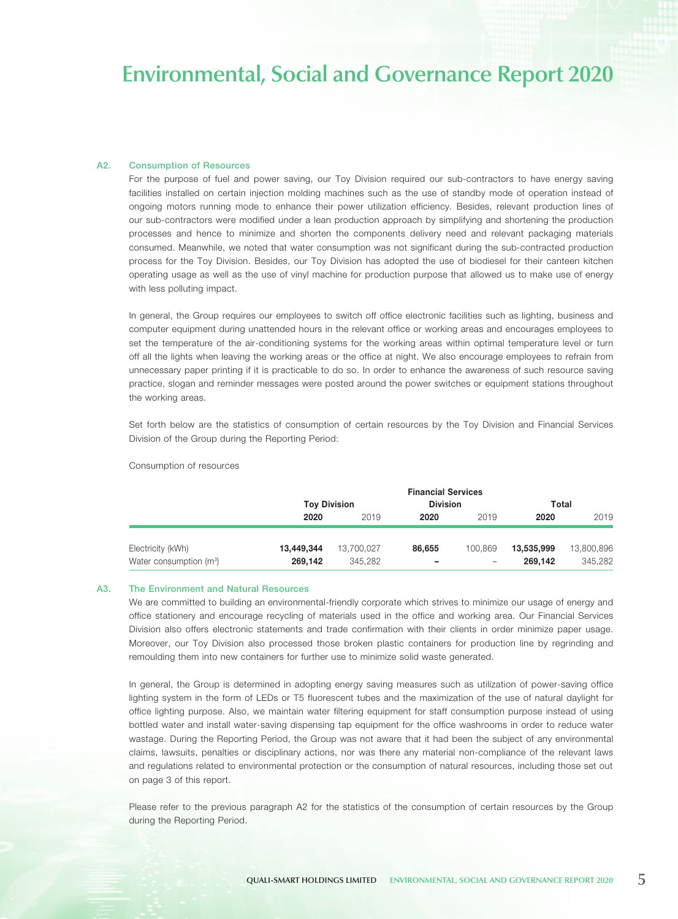### A2. Consumption of Resources

For the purpose of fuel and power saving, our Toy Division required our sub-contractors to have energy saving facilities installed on certain injection molding machines such as the use of standby mode of operation instead of ongoing motors running mode to enhance their power utilization efficiency. Besides, relevant production lines of our sub-contractors were modified under a lean production approach by simplifying and shortening the production processes and hence to minimize and shorten the components delivery need and relevant packaging materials consumed. Meanwhile, we noted that water consumption was not significant during the sub-contracted production process for the Toy Division. Besides, our Toy Division has adopted the use of biodiesel for their canteen kitchen operating usage as well as the use of vinyl machine for production purpose that allowed us to make use of energy with less polluting impact.

In general, the Group requires our employees to switch off office electronic facilities such as lighting, business and computer equipment during unattended hours in the relevant office or working areas and encourages employees to set the temperature of the air-conditioning systems for the working areas within optimal temperature level or turn off all the lights when leaving the working areas or the office at night. We also encourage employees to refrain from unnecessary paper printing if it is practicable to do so. In order to enhance the awareness of such resource saving practice, slogan and reminder messages were posted around the power switches or equipment stations throughout the working areas.

Set forth below are the statistics of consumption of certain resources by the Toy Division and Financial Services Division of the Group during the Reporting Period:

Consumption of resources

| | Toy Division | | Financial Services Division | | Total | |
|---|---|---|---|---|---|---|
| | **2020** | 2019 | **2020** | 2019 | **2020** | 2019 |
| Electricity (kWh) | **13,449,344** | 13,700,027 | **86,655** | 100,869 | **13,535,999** | 13,800,896 |
| Water consumption ($m^3$) | **269,142** | 345,282 | **–** | – | **269,142** | 345,282 |

### A3. The Environment and Natural Resources

We are committed to building an environmental-friendly corporate which strives to minimize our usage of energy and office stationery and encourage recycling of materials used in the office and working area. Our Financial Services Division also offers electronic statements and trade confirmation with their clients in order minimize paper usage. Moreover, our Toy Division also processed those broken plastic containers for production line by regrinding and remoulding them into new containers for further use to minimize solid waste generated.

In general, the Group is determined in adopting energy saving measures such as utilization of power-saving office lighting system in the form of LEDs or T5 fluorescent tubes and the maximization of the use of natural daylight for office lighting purpose. Also, we maintain water filtering equipment for staff consumption purpose instead of using bottled water and install water-saving dispensing tap equipment for the office washrooms in order to reduce water wastage. During the Reporting Period, the Group was not aware that it had been the subject of any environmental claims, lawsuits, penalties or disciplinary actions, nor was there any material non-compliance of the relevant laws and regulations related to environmental protection or the consumption of natural resources, including those set out on page 3 of this report.

Please refer to the previous paragraph A2 for the statistics of the consumption of certain resources by the Group during the Reporting Period.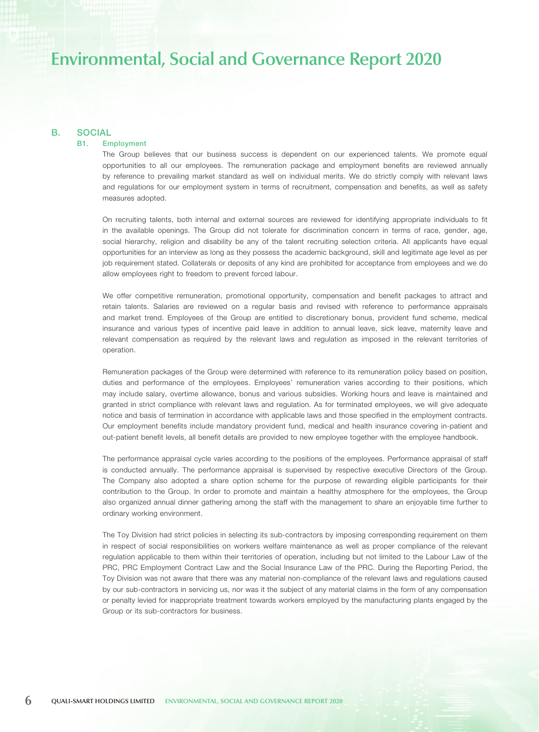# Environmental, Social and Governance Report 2020

## B. SOCIAL

### B1. Employment

The Group believes that our business success is dependent on our experienced talents. We promote equal opportunities to all our employees. The remuneration package and employment benefits are reviewed annually by reference to prevailing market standard as well on individual merits. We do strictly comply with relevant laws and regulations for our employment system in terms of recruitment, compensation and benefits, as well as safety measures adopted.

On recruiting talents, both internal and external sources are reviewed for identifying appropriate individuals to fit in the available openings. The Group did not tolerate for discrimination concern in terms of race, gender, age, social hierarchy, religion and disability be any of the talent recruiting selection criteria. All applicants have equal opportunities for an interview as long as they possess the academic background, skill and legitimate age level as per job requirement stated. Collaterals or deposits of any kind are prohibited for acceptance from employees and we do allow employees right to freedom to prevent forced labour.

We offer competitive remuneration, promotional opportunity, compensation and benefit packages to attract and retain talents. Salaries are reviewed on a regular basis and revised with reference to performance appraisals and market trend. Employees of the Group are entitled to discretionary bonus, provident fund scheme, medical insurance and various types of incentive paid leave in addition to annual leave, sick leave, maternity leave and relevant compensation as required by the relevant laws and regulation as imposed in the relevant territories of operation.

Remuneration packages of the Group were determined with reference to its remuneration policy based on position, duties and performance of the employees. Employees' remuneration varies according to their positions, which may include salary, overtime allowance, bonus and various subsidies. Working hours and leave is maintained and granted in strict compliance with relevant laws and regulation. As for terminated employees, we will give adequate notice and basis of termination in accordance with applicable laws and those specified in the employment contracts. Our employment benefits include mandatory provident fund, medical and health insurance covering in-patient and out-patient benefit levels, all benefit details are provided to new employee together with the employee handbook.

The performance appraisal cycle varies according to the positions of the employees. Performance appraisal of staff is conducted annually. The performance appraisal is supervised by respective executive Directors of the Group. The Company also adopted a share option scheme for the purpose of rewarding eligible participants for their contribution to the Group. In order to promote and maintain a healthy atmosphere for the employees, the Group also organized annual dinner gathering among the staff with the management to share an enjoyable time further to ordinary working environment.

The Toy Division had strict policies in selecting its sub-contractors by imposing corresponding requirement on them in respect of social responsibilities on workers welfare maintenance as well as proper compliance of the relevant regulation applicable to them within their territories of operation, including but not limited to the Labour Law of the PRC, PRC Employment Contract Law and the Social Insurance Law of the PRC. During the Reporting Period, the Toy Division was not aware that there was any material non-compliance of the relevant laws and regulations caused by our sub-contractors in servicing us, nor was it the subject of any material claims in the form of any compensation or penalty levied for inappropriate treatment towards workers employed by the manufacturing plants engaged by the Group or its sub-contractors for business.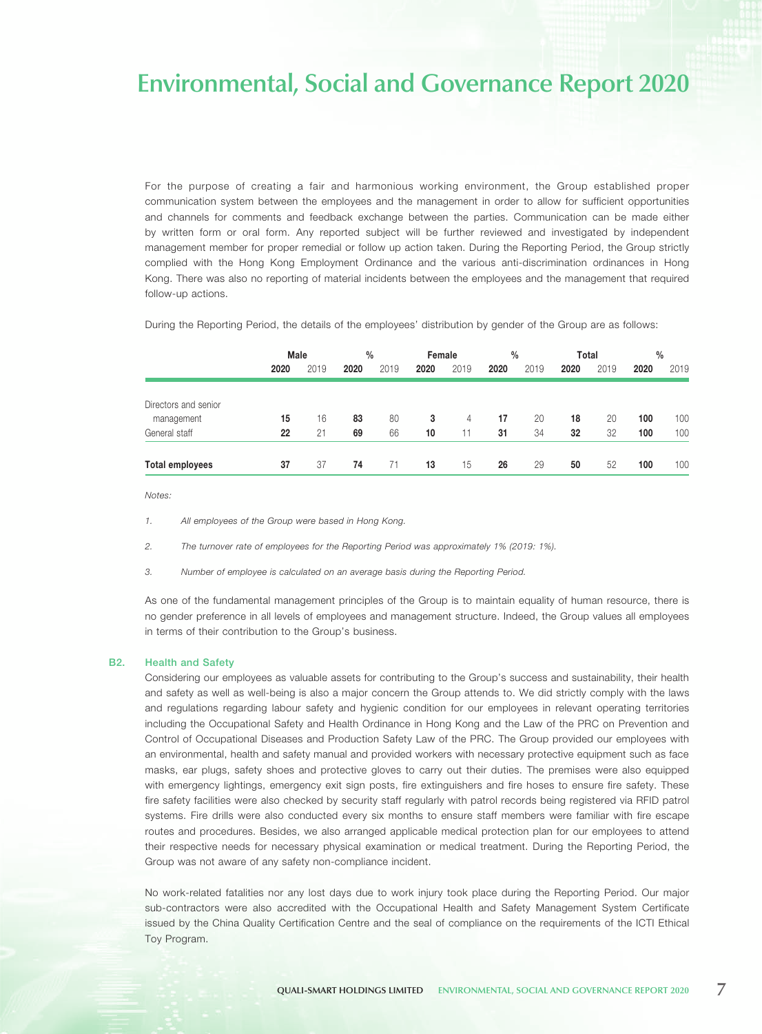For the purpose of creating a fair and harmonious working environment, the Group established proper communication system between the employees and the management in order to allow for sufficient opportunities and channels for comments and feedback exchange between the parties. Communication can be made either by written form or oral form. Any reported subject will be further reviewed and investigated by independent management member for proper remedial or follow up action taken. During the Reporting Period, the Group strictly complied with the Hong Kong Employment Ordinance and the various anti-discrimination ordinances in Hong Kong. There was also no reporting of material incidents between the employees and the management that required follow-up actions.

During the Reporting Period, the details of the employees' distribution by gender of the Group are as follows:

| | Male | | % | | Female | | % | | Total | | % | |
|---|---|---|---|---|---|---|---|---|---|---|---|---|
| | **2020** | 2019 | **2020** | 2019 | **2020** | 2019 | **2020** | 2019 | **2020** | 2019 | **2020** | 2019 |
| Directors and senior management | **15** | 16 | **83** | 80 | **3** | 4 | **17** | 20 | **18** | 20 | **100** | 100 |
| General staff | **22** | 21 | **69** | 66 | **10** | 11 | **31** | 34 | **32** | 32 | **100** | 100 |
| **Total employees** | **37** | 37 | **74** | 71 | **13** | 15 | **26** | 29 | **50** | 52 | **100** | 100 |

*Notes:*

1. *All employees of the Group were based in Hong Kong.*
2. *The turnover rate of employees for the Reporting Period was approximately 1% (2019: 1%).*
3. *Number of employee is calculated on an average basis during the Reporting Period.*

As one of the fundamental management principles of the Group is to maintain equality of human resource, there is no gender preference in all levels of employees and management structure. Indeed, the Group values all employees in terms of their contribution to the Group's business.

### B2. Health and Safety

Considering our employees as valuable assets for contributing to the Group's success and sustainability, their health and safety as well as well-being is also a major concern the Group attends to. We did strictly comply with the laws and regulations regarding labour safety and hygienic condition for our employees in relevant operating territories including the Occupational Safety and Health Ordinance in Hong Kong and the Law of the PRC on Prevention and Control of Occupational Diseases and Production Safety Law of the PRC. The Group provided our employees with an environmental, health and safety manual and provided workers with necessary protective equipment such as face masks, ear plugs, safety shoes and protective gloves to carry out their duties. The premises were also equipped with emergency lightings, emergency exit sign posts, fire extinguishers and fire hoses to ensure fire safety. These fire safety facilities were also checked by security staff regularly with patrol records being registered via RFID patrol systems. Fire drills were also conducted every six months to ensure staff members were familiar with fire escape routes and procedures. Besides, we also arranged applicable medical protection plan for our employees to attend their respective needs for necessary physical examination or medical treatment. During the Reporting Period, the Group was not aware of any safety non-compliance incident.

No work-related fatalities nor any lost days due to work injury took place during the Reporting Period. Our major sub-contractors were also accredited with the Occupational Health and Safety Management System Certificate issued by the China Quality Certification Centre and the seal of compliance on the requirements of the ICTI Ethical Toy Program.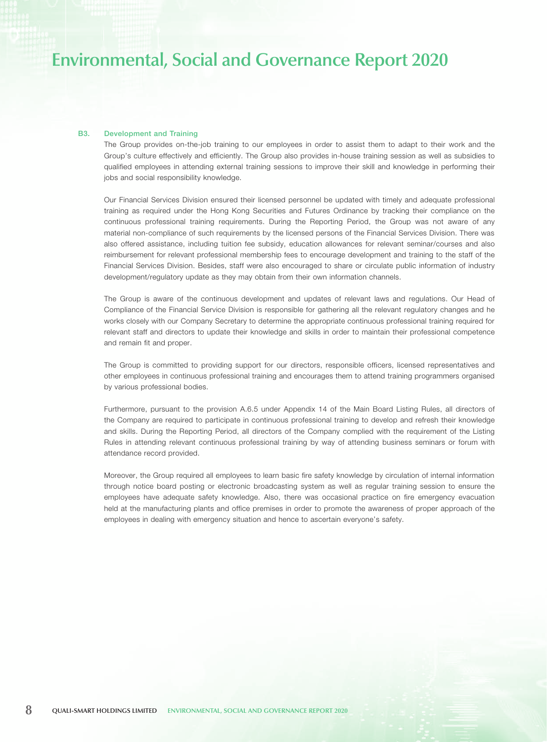### B3. Development and Training

The Group provides on-the-job training to our employees in order to assist them to adapt to their work and the Group's culture effectively and efficiently. The Group also provides in-house training session as well as subsidies to qualified employees in attending external training sessions to improve their skill and knowledge in performing their jobs and social responsibility knowledge.

Our Financial Services Division ensured their licensed personnel be updated with timely and adequate professional training as required under the Hong Kong Securities and Futures Ordinance by tracking their compliance on the continuous professional training requirements. During the Reporting Period, the Group was not aware of any material non-compliance of such requirements by the licensed persons of the Financial Services Division. There was also offered assistance, including tuition fee subsidy, education allowances for relevant seminar/courses and also reimbursement for relevant professional membership fees to encourage development and training to the staff of the Financial Services Division. Besides, staff were also encouraged to share or circulate public information of industry development/regulatory update as they may obtain from their own information channels.

The Group is aware of the continuous development and updates of relevant laws and regulations. Our Head of Compliance of the Financial Service Division is responsible for gathering all the relevant regulatory changes and he works closely with our Company Secretary to determine the appropriate continuous professional training required for relevant staff and directors to update their knowledge and skills in order to maintain their professional competence and remain fit and proper.

The Group is committed to providing support for our directors, responsible officers, licensed representatives and other employees in continuous professional training and encourages them to attend training programmers organised by various professional bodies.

Furthermore, pursuant to the provision A.6.5 under Appendix 14 of the Main Board Listing Rules, all directors of the Company are required to participate in continuous professional training to develop and refresh their knowledge and skills. During the Reporting Period, all directors of the Company complied with the requirement of the Listing Rules in attending relevant continuous professional training by way of attending business seminars or forum with attendance record provided.

Moreover, the Group required all employees to learn basic fire safety knowledge by circulation of internal information through notice board posting or electronic broadcasting system as well as regular training session to ensure the employees have adequate safety knowledge. Also, there was occasional practice on fire emergency evacuation held at the manufacturing plants and office premises in order to promote the awareness of proper approach of the employees in dealing with emergency situation and hence to ascertain everyone's safety.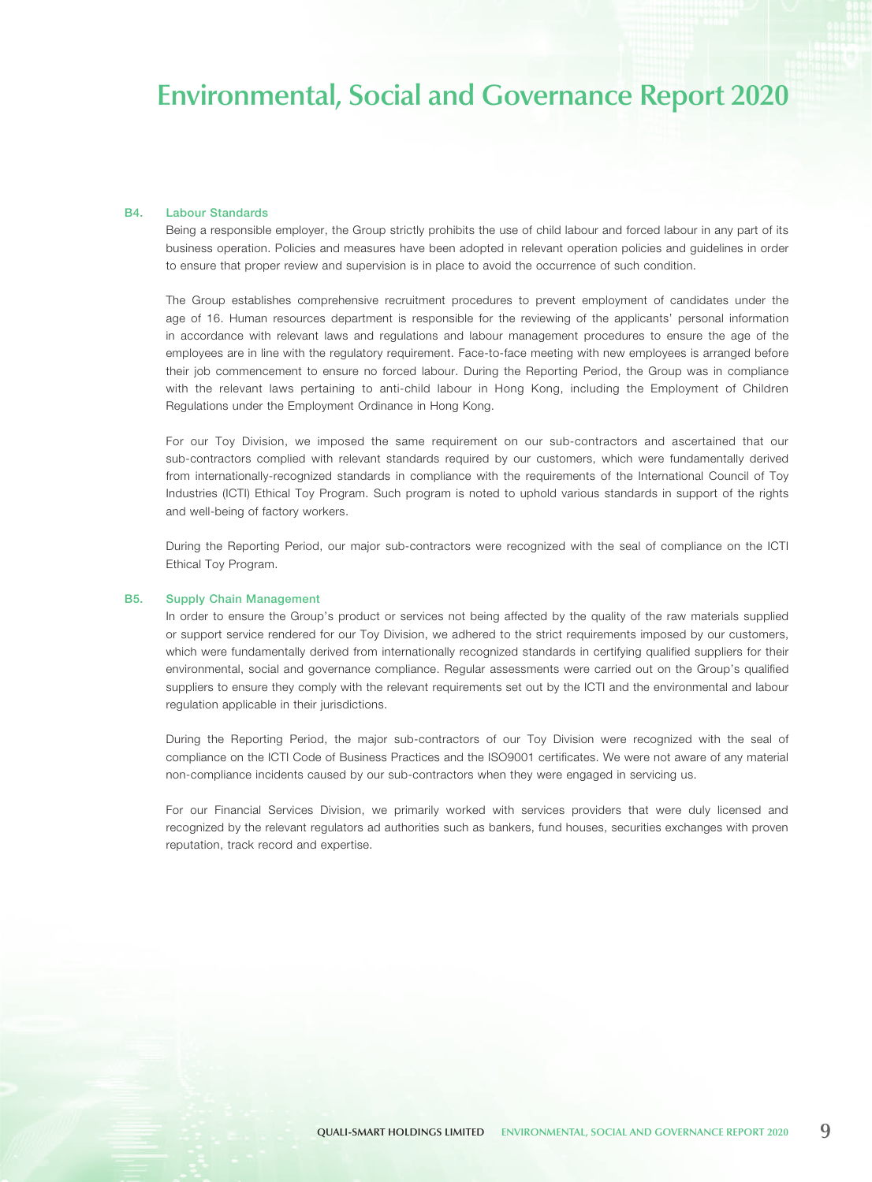### B4. Labour Standards

Being a responsible employer, the Group strictly prohibits the use of child labour and forced labour in any part of its business operation. Policies and measures have been adopted in relevant operation policies and guidelines in order to ensure that proper review and supervision is in place to avoid the occurrence of such condition.

The Group establishes comprehensive recruitment procedures to prevent employment of candidates under the age of 16. Human resources department is responsible for the reviewing of the applicants' personal information in accordance with relevant laws and regulations and labour management procedures to ensure the age of the employees are in line with the regulatory requirement. Face-to-face meeting with new employees is arranged before their job commencement to ensure no forced labour. During the Reporting Period, the Group was in compliance with the relevant laws pertaining to anti-child labour in Hong Kong, including the Employment of Children Regulations under the Employment Ordinance in Hong Kong.

For our Toy Division, we imposed the same requirement on our sub-contractors and ascertained that our sub-contractors complied with relevant standards required by our customers, which were fundamentally derived from internationally-recognized standards in compliance with the requirements of the International Council of Toy Industries (ICTI) Ethical Toy Program. Such program is noted to uphold various standards in support of the rights and well-being of factory workers.

During the Reporting Period, our major sub-contractors were recognized with the seal of compliance on the ICTI Ethical Toy Program.

### B5. Supply Chain Management

In order to ensure the Group's product or services not being affected by the quality of the raw materials supplied or support service rendered for our Toy Division, we adhered to the strict requirements imposed by our customers, which were fundamentally derived from internationally recognized standards in certifying qualified suppliers for their environmental, social and governance compliance. Regular assessments were carried out on the Group's qualified suppliers to ensure they comply with the relevant requirements set out by the ICTI and the environmental and labour regulation applicable in their jurisdictions.

During the Reporting Period, the major sub-contractors of our Toy Division were recognized with the seal of compliance on the ICTI Code of Business Practices and the ISO9001 certificates. We were not aware of any material non-compliance incidents caused by our sub-contractors when they were engaged in servicing us.

For our Financial Services Division, we primarily worked with services providers that were duly licensed and recognized by the relevant regulators ad authorities such as bankers, fund houses, securities exchanges with proven reputation, track record and expertise.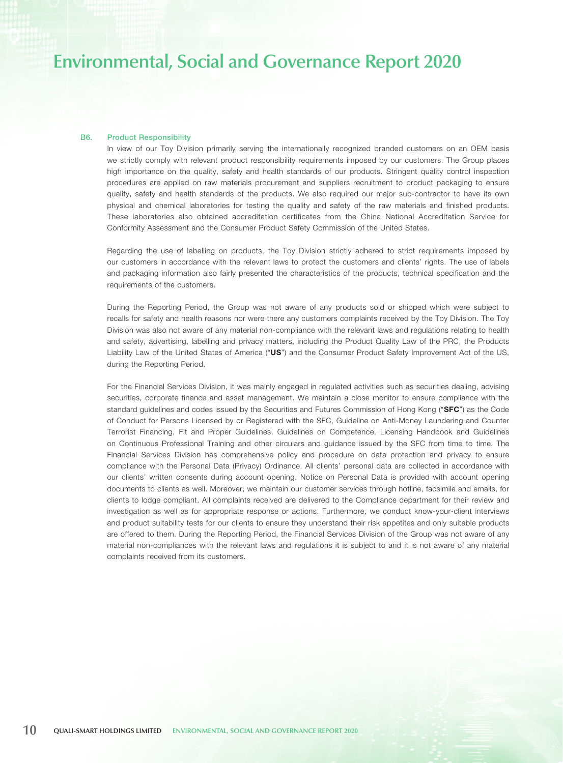# Environmental, Social and Governance Report 2020

### B6. Product Responsibility

In view of our Toy Division primarily serving the internationally recognized branded customers on an OEM basis we strictly comply with relevant product responsibility requirements imposed by our customers. The Group places high importance on the quality, safety and health standards of our products. Stringent quality control inspection procedures are applied on raw materials procurement and suppliers recruitment to product packaging to ensure quality, safety and health standards of the products. We also required our major sub-contractor to have its own physical and chemical laboratories for testing the quality and safety of the raw materials and finished products. These laboratories also obtained accreditation certificates from the China National Accreditation Service for Conformity Assessment and the Consumer Product Safety Commission of the United States.

Regarding the use of labelling on products, the Toy Division strictly adhered to strict requirements imposed by our customers in accordance with the relevant laws to protect the customers and clients' rights. The use of labels and packaging information also fairly presented the characteristics of the products, technical specification and the requirements of the customers.

During the Reporting Period, the Group was not aware of any products sold or shipped which were subject to recalls for safety and health reasons nor were there any customers complaints received by the Toy Division. The Toy Division was also not aware of any material non-compliance with the relevant laws and regulations relating to health and safety, advertising, labelling and privacy matters, including the Product Quality Law of the PRC, the Products Liability Law of the United States of America ("**US**") and the Consumer Product Safety Improvement Act of the US, during the Reporting Period.

For the Financial Services Division, it was mainly engaged in regulated activities such as securities dealing, advising securities, corporate finance and asset management. We maintain a close monitor to ensure compliance with the standard guidelines and codes issued by the Securities and Futures Commission of Hong Kong ("**SFC**") as the Code of Conduct for Persons Licensed by or Registered with the SFC, Guideline on Anti-Money Laundering and Counter Terrorist Financing, Fit and Proper Guidelines, Guidelines on Competence, Licensing Handbook and Guidelines on Continuous Professional Training and other circulars and guidance issued by the SFC from time to time. The Financial Services Division has comprehensive policy and procedure on data protection and privacy to ensure compliance with the Personal Data (Privacy) Ordinance. All clients' personal data are collected in accordance with our clients' written consents during account opening. Notice on Personal Data is provided with account opening documents to clients as well. Moreover, we maintain our customer services through hotline, facsimile and emails, for clients to lodge compliant. All complaints received are delivered to the Compliance department for their review and investigation as well as for appropriate response or actions. Furthermore, we conduct know-your-client interviews and product suitability tests for our clients to ensure they understand their risk appetites and only suitable products are offered to them. During the Reporting Period, the Financial Services Division of the Group was not aware of any material non-compliances with the relevant laws and regulations it is subject to and it is not aware of any material complaints received from its customers.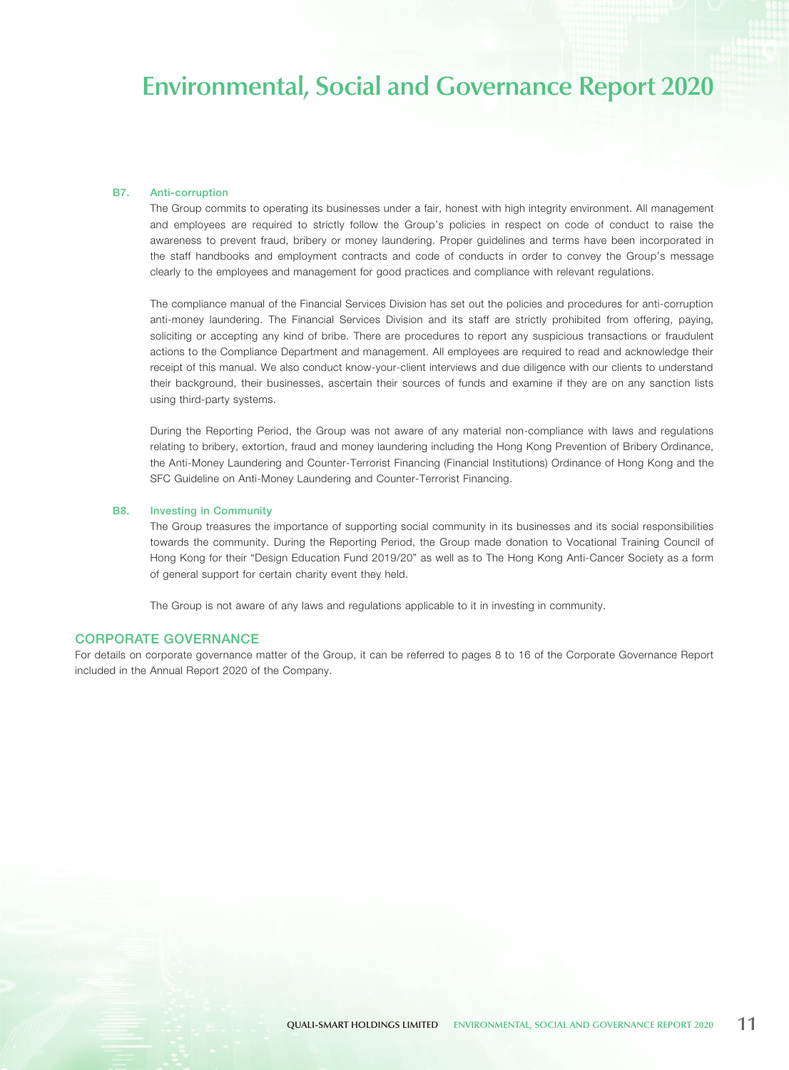### B7. Anti-corruption

The Group commits to operating its businesses under a fair, honest with high integrity environment. All management and employees are required to strictly follow the Group's policies in respect on code of conduct to raise the awareness to prevent fraud, bribery or money laundering. Proper guidelines and terms have been incorporated in the staff handbooks and employment contracts and code of conducts in order to convey the Group's message clearly to the employees and management for good practices and compliance with relevant regulations.

The compliance manual of the Financial Services Division has set out the policies and procedures for anti-corruption anti-money laundering. The Financial Services Division and its staff are strictly prohibited from offering, paying, soliciting or accepting any kind of bribe. There are procedures to report any suspicious transactions or fraudulent actions to the Compliance Department and management. All employees are required to read and acknowledge their receipt of this manual. We also conduct know-your-client interviews and due diligence with our clients to understand their background, their businesses, ascertain their sources of funds and examine if they are on any sanction lists using third-party systems.

During the Reporting Period, the Group was not aware of any material non-compliance with laws and regulations relating to bribery, extortion, fraud and money laundering including the Hong Kong Prevention of Bribery Ordinance, the Anti-Money Laundering and Counter-Terrorist Financing (Financial Institutions) Ordinance of Hong Kong and the SFC Guideline on Anti-Money Laundering and Counter-Terrorist Financing.

### B8. Investing in Community

The Group treasures the importance of supporting social community in its businesses and its social responsibilities towards the community. During the Reporting Period, the Group made donation to Vocational Training Council of Hong Kong for their "Design Education Fund 2019/20" as well as to The Hong Kong Anti-Cancer Society as a form of general support for certain charity event they held.

The Group is not aware of any laws and regulations applicable to it in investing in community.

## CORPORATE GOVERNANCE

For details on corporate governance matter of the Group, it can be referred to pages 8 to 16 of the Corporate Governance Report included in the Annual Report 2020 of the Company.